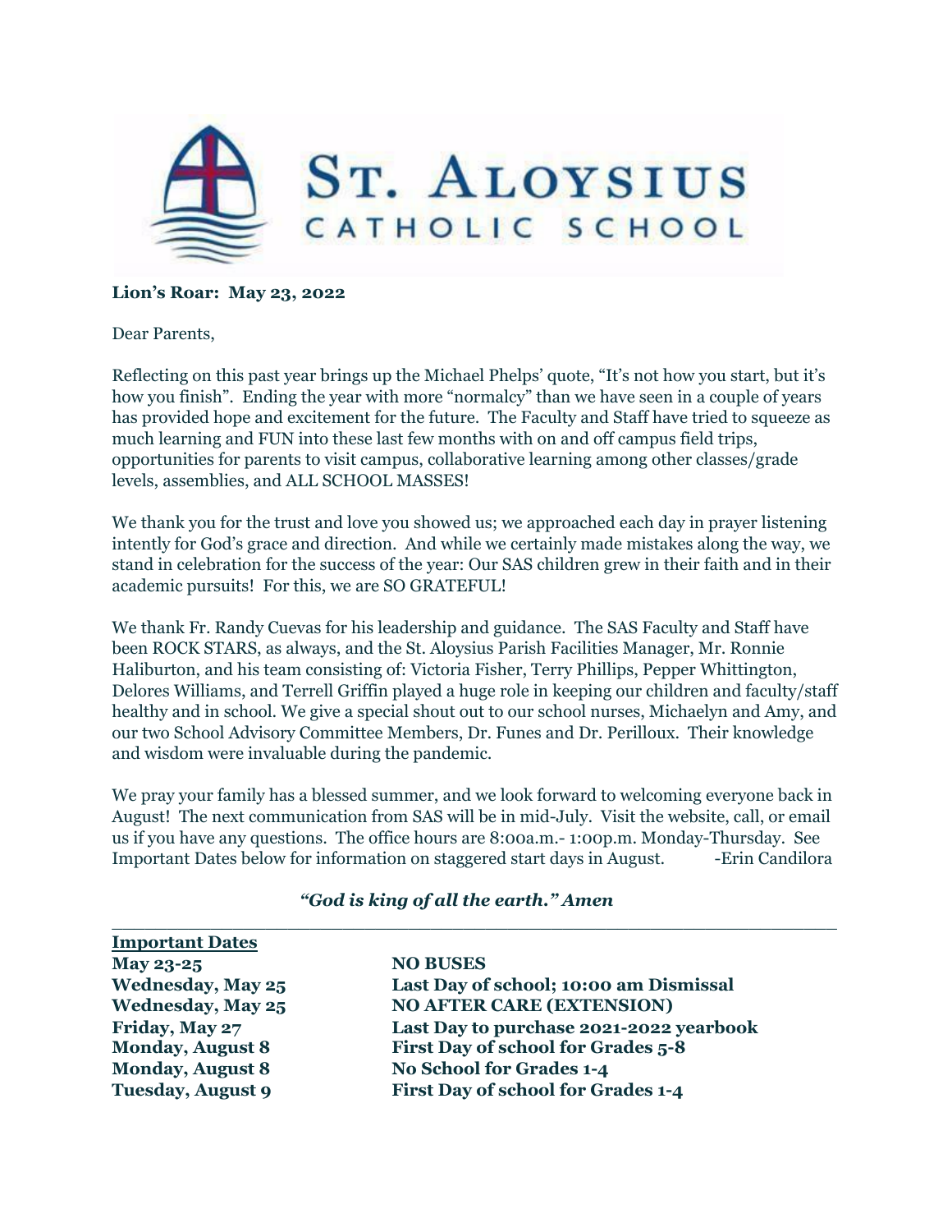# St. Aloysius Catholic School

**Lion's Roar: May 23, 2022**

Dear Parents,

Reflecting on this past year brings up the Michael Phelps' quote, "It's not how you start, but it's how you finish". Ending the year with more "normalcy" than we have seen in a couple of years has provided hope and excitement for the future. The Faculty and Staff have tried to squeeze as much learning and FUN into these last few months with on and off campus field trips, opportunities for parents to visit campus, collaborative learning among other classes/grade levels, assemblies, and ALL SCHOOL MASSES!

We thank you for the trust and love you showed us; we approached each day in prayer listening intently for God's grace and direction. And while we certainly made mistakes along the way, we stand in celebration for the success of the year: Our SAS children grew in their faith and in their academic pursuits! For this, we are SO GRATEFUL!

We thank Fr. Randy Cuevas for his leadership and guidance. The SAS Faculty and Staff have been ROCK STARS, as always, and the St. Aloysius Parish Facilities Manager, Mr. Ronnie Haliburton, and his team consisting of: Victoria Fisher, Terry Phillips, Pepper Whittington, Delores Williams, and Terrell Griffin played a huge role in keeping our children and faculty/staff healthy and in school. We give a special shout out to our school nurses, Michaelyn and Amy, and our two School Advisory Committee Members, Dr. Funes and Dr. Perilloux. Their knowledge and wisdom were invaluable during the pandemic.

We pray your family has a blessed summer, and we look forward to welcoming everyone back in August! The next communication from SAS will be in mid-July. Visit the website, call, or email us if you have any questions. The office hours are 8:00a.m.- 1:00p.m. Monday-Thursday. See Important Dates below for information on staggered start days in August. -Erin Candilora

***"God is king of all the earth." Amen***

---

**Important Dates**

| | |
|---|---|
| **May 23-25** | **NO BUSES** |
| **Wednesday, May 25** | **Last Day of school; 10:00 am Dismissal** |
| **Wednesday, May 25** | **NO AFTER CARE (EXTENSION)** |
| **Friday, May 27** | **Last Day to purchase 2021-2022 yearbook** |
| **Monday, August 8** | **First Day of school for Grades 5-8** |
| **Monday, August 8** | **No School for Grades 1-4** |
| **Tuesday, August 9** | **First Day of school for Grades 1-4** |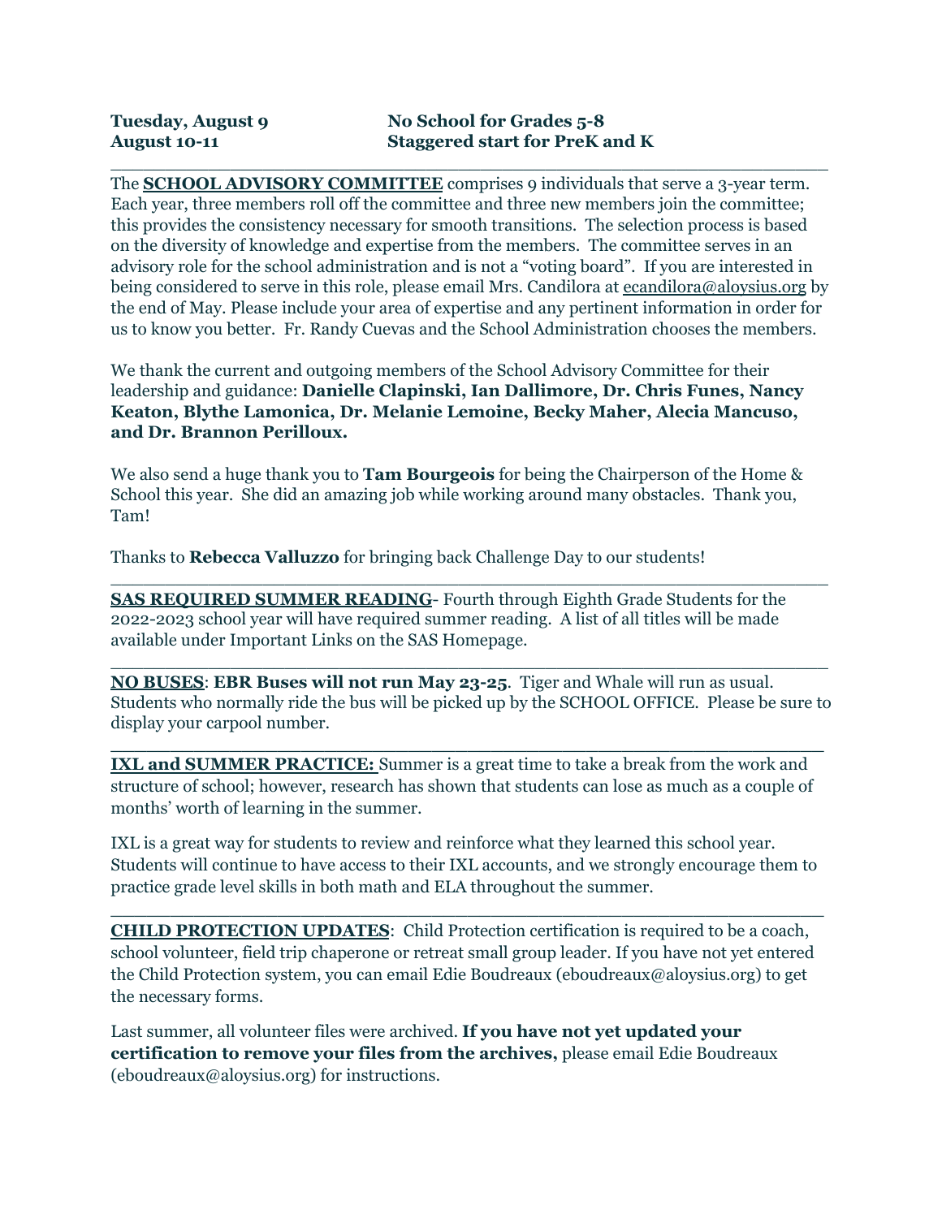**Tuesday, August 9** — **No School for Grades 5-8**
**August 10-11** — **Staggered start for PreK and K**

---

The **SCHOOL ADVISORY COMMITTEE** comprises 9 individuals that serve a 3-year term. Each year, three members roll off the committee and three new members join the committee; this provides the consistency necessary for smooth transitions. The selection process is based on the diversity of knowledge and expertise from the members. The committee serves in an advisory role for the school administration and is not a "voting board". If you are interested in being considered to serve in this role, please email Mrs. Candilora at ecandilora@aloysius.org by the end of May. Please include your area of expertise and any pertinent information in order for us to know you better. Fr. Randy Cuevas and the School Administration chooses the members.

We thank the current and outgoing members of the School Advisory Committee for their leadership and guidance: **Danielle Clapinski, Ian Dallimore, Dr. Chris Funes, Nancy Keaton, Blythe Lamonica, Dr. Melanie Lemoine, Becky Maher, Alecia Mancuso, and Dr. Brannon Perilloux.**

We also send a huge thank you to **Tam Bourgeois** for being the Chairperson of the Home & School this year. She did an amazing job while working around many obstacles. Thank you, Tam!

Thanks to **Rebecca Valluzzo** for bringing back Challenge Day to our students!

---

**SAS REQUIRED SUMMER READING**- Fourth through Eighth Grade Students for the 2022-2023 school year will have required summer reading. A list of all titles will be made available under Important Links on the SAS Homepage.

---

**NO BUSES**: **EBR Buses will not run May 23-25**. Tiger and Whale will run as usual. Students who normally ride the bus will be picked up by the SCHOOL OFFICE. Please be sure to display your carpool number.

---

**IXL and SUMMER PRACTICE:** Summer is a great time to take a break from the work and structure of school; however, research has shown that students can lose as much as a couple of months' worth of learning in the summer.

IXL is a great way for students to review and reinforce what they learned this school year. Students will continue to have access to their IXL accounts, and we strongly encourage them to practice grade level skills in both math and ELA throughout the summer.

---

**CHILD PROTECTION UPDATES**: Child Protection certification is required to be a coach, school volunteer, field trip chaperone or retreat small group leader. If you have not yet entered the Child Protection system, you can email Edie Boudreaux (eboudreaux@aloysius.org) to get the necessary forms.

Last summer, all volunteer files were archived. **If you have not yet updated your certification to remove your files from the archives,** please email Edie Boudreaux (eboudreaux@aloysius.org) for instructions.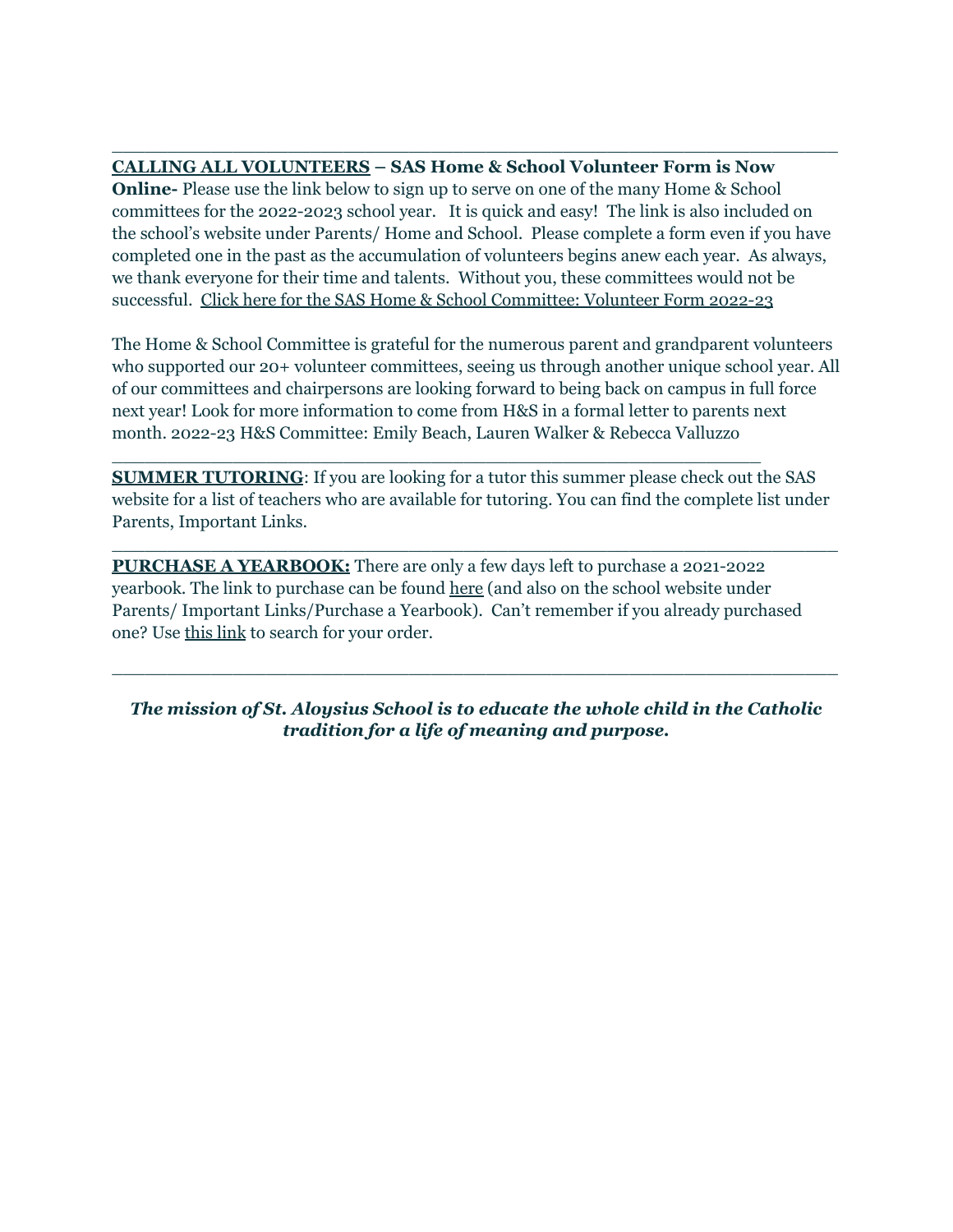---

**CALLING ALL VOLUNTEERS – SAS Home & School Volunteer Form is Now Online-** Please use the link below to sign up to serve on one of the many Home & School committees for the 2022-2023 school year. It is quick and easy! The link is also included on the school's website under Parents/ Home and School. Please complete a form even if you have completed one in the past as the accumulation of volunteers begins anew each year. As always, we thank everyone for their time and talents. Without you, these committees would not be successful. Click here for the SAS Home & School Committee: Volunteer Form 2022-23

The Home & School Committee is grateful for the numerous parent and grandparent volunteers who supported our 20+ volunteer committees, seeing us through another unique school year. All of our committees and chairpersons are looking forward to being back on campus in full force next year! Look for more information to come from H&S in a formal letter to parents next month. 2022-23 H&S Committee: Emily Beach, Lauren Walker & Rebecca Valluzzo

---

**SUMMER TUTORING**: If you are looking for a tutor this summer please check out the SAS website for a list of teachers who are available for tutoring. You can find the complete list under Parents, Important Links.

---

**PURCHASE A YEARBOOK:** There are only a few days left to purchase a 2021-2022 yearbook. The link to purchase can be found here (and also on the school website under Parents/ Important Links/Purchase a Yearbook). Can't remember if you already purchased one? Use this link to search for your order.

---

***The mission of St. Aloysius School is to educate the whole child in the Catholic tradition for a life of meaning and purpose.***